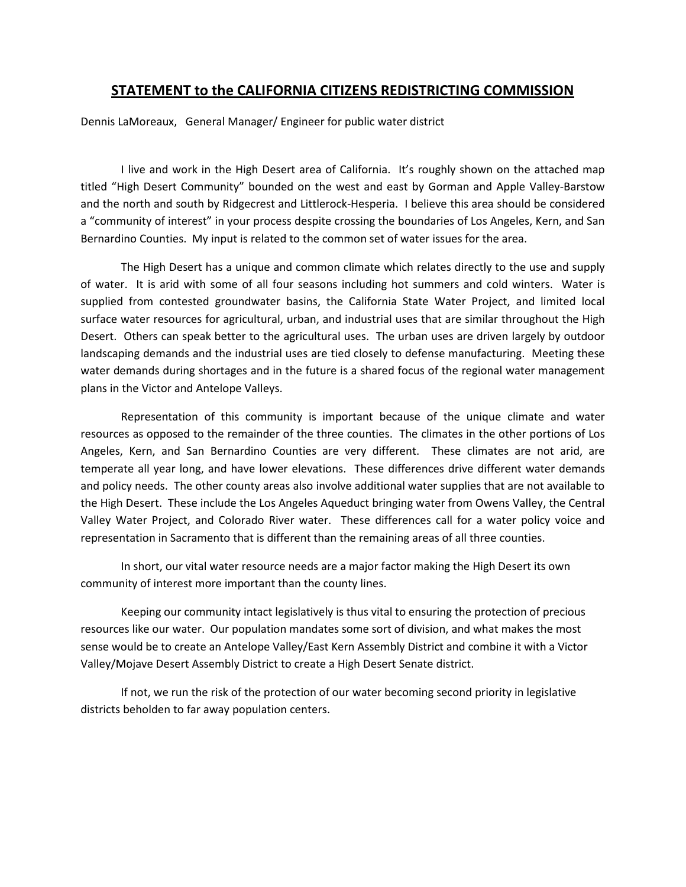# **STATEMENT to the CALIFORNIA CITIZENS REDISTRICTING COMMISSION**

Dennis LaMoreaux, General Manager/ Engineer for public water district

I live and work in the High Desert area of California. It's roughly shown on the attached map titled "High Desert Community" bounded on the west and east by Gorman and Apple Valley-Barstow and the north and south by Ridgecrest and Littlerock-Hesperia. I believe this area should be considered a "community of interest" in your process despite crossing the boundaries of Los Angeles, Kern, and San Bernardino Counties. My input is related to the common set of water issues for the area.

The High Desert has a unique and common climate which relates directly to the use and supply of water. It is arid with some of all four seasons including hot summers and cold winters. Water is supplied from contested groundwater basins, the California State Water Project, and limited local surface water resources for agricultural, urban, and industrial uses that are similar throughout the High Desert. Others can speak better to the agricultural uses. The urban uses are driven largely by outdoor landscaping demands and the industrial uses are tied closely to defense manufacturing. Meeting these water demands during shortages and in the future is a shared focus of the regional water management plans in the Victor and Antelope Valleys.

Representation of this community is important because of the unique climate and water resources as opposed to the remainder of the three counties. The climates in the other portions of Los Angeles, Kern, and San Bernardino Counties are very different. These climates are not arid, are temperate all year long, and have lower elevations. These differences drive different water demands and policy needs. The other county areas also involve additional water supplies that are not available to the High Desert. These include the Los Angeles Aqueduct bringing water from Owens Valley, the Central Valley Water Project, and Colorado River water. These differences call for a water policy voice and representation in Sacramento that is different than the remaining areas of all three counties.

In short, our vital water resource needs are a major factor making the High Desert its own community of interest more important than the county lines.

Keeping our community intact legislatively is thus vital to ensuring the protection of precious resources like our water. Our population mandates some sort of division, and what makes the most sense would be to create an Antelope Valley/East Kern Assembly District and combine it with a Victor Valley/Mojave Desert Assembly District to create a High Desert Senate district.

If not, we run the risk of the protection of our water becoming second priority in legislative districts beholden to far away population centers.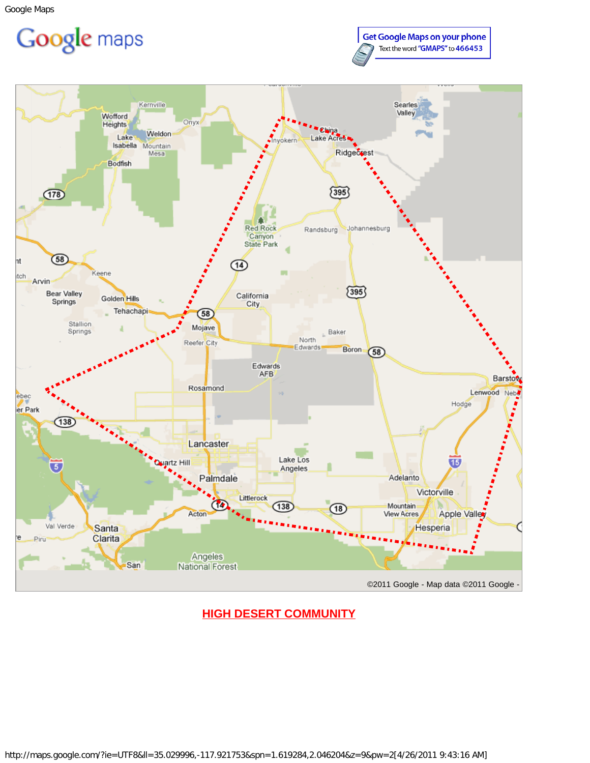Google Maps

Get Google Maps on your phone

Text the word "GMAPS" to 466453

©2011 Google - Map data ©2011 Google -

**HIGH DESERT COMMUNITY**

http://maps.google.com/?ie=UTF8&ll=35.029996,-117.921753&spn=1.619284,2.046204&z=9&pw=2[4/26/2011 9:43:16 AM]